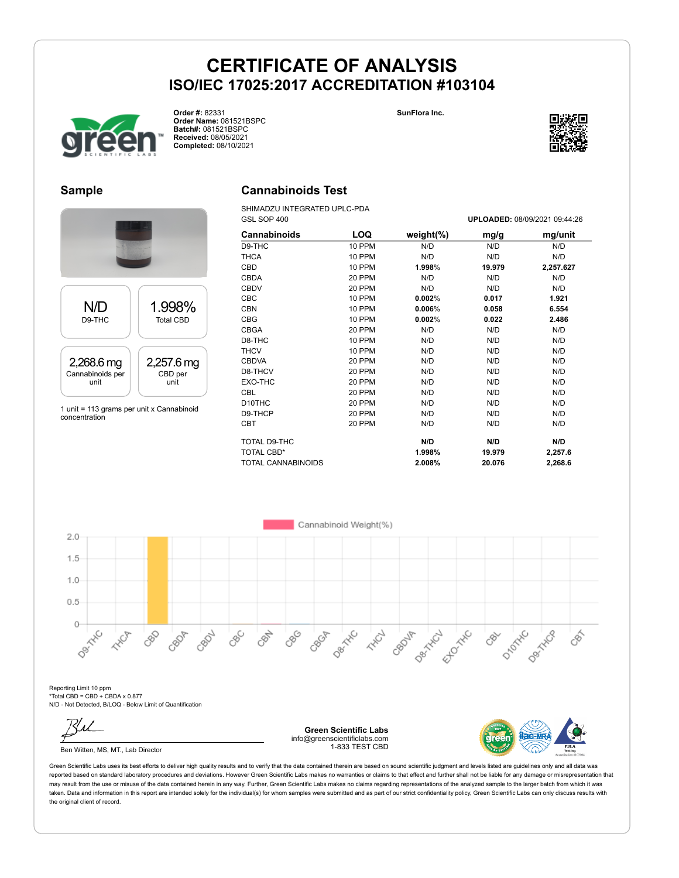# CERTIFICATE OF ANALYSIS

## ISO/IEC 17025:2017 ACCREDITATION #103104

**Order #:** 82331
**Order Name:** 081521BSPC
**Batch#:** 081521BSPC
**Received:** 08/05/2021
**Completed:** 08/10/2021

**SunFlora Inc.**

## Sample

| N/D | 1.998% |
|---|---|
| D9-THC | Total CBD |

| 2,268.6 mg | 2,257.6 mg |
|---|---|
| Cannabinoids per unit | CBD per unit |

1 unit = 113 grams per unit x Cannabinoid concentration

## Cannabinoids Test

SHIMADZU INTEGRATED UPLC-PDA
GSL SOP 400

**UPLOADED:** 08/09/2021 09:44:26

| Cannabinoids | LOQ | weight(%) | mg/g | mg/unit |
|---|---|---|---|---|
| D9-THC | 10 PPM | N/D | N/D | N/D |
| THCA | 10 PPM | N/D | N/D | N/D |
| CBD | 10 PPM | **1.998%** | **19.979** | **2,257.627** |
| CBDA | 20 PPM | N/D | N/D | N/D |
| CBDV | 20 PPM | N/D | N/D | N/D |
| CBC | 10 PPM | **0.002%** | **0.017** | **1.921** |
| CBN | 10 PPM | **0.006%** | **0.058** | **6.554** |
| CBG | 10 PPM | **0.002%** | **0.022** | **2.486** |
| CBGA | 20 PPM | N/D | N/D | N/D |
| D8-THC | 10 PPM | N/D | N/D | N/D |
| THCV | 10 PPM | N/D | N/D | N/D |
| CBDVA | 20 PPM | N/D | N/D | N/D |
| D8-THCV | 20 PPM | N/D | N/D | N/D |
| EXO-THC | 20 PPM | N/D | N/D | N/D |
| CBL | 20 PPM | N/D | N/D | N/D |
| D10THC | 20 PPM | N/D | N/D | N/D |
| D9-THCP | 20 PPM | N/D | N/D | N/D |
| CBT | 20 PPM | N/D | N/D | N/D |
| TOTAL D9-THC | | **N/D** | **N/D** | **N/D** |
| TOTAL CBD* | | **1.998%** | **19.979** | **2,257.6** |
| TOTAL CANNABINOIDS | | **2.008%** | **20.076** | **2,268.6** |

Reporting Limit 10 ppm
*Total CBD = CBD + CBDA x 0.877
N/D - Not Detected, B/LOQ - Below Limit of Quantification

Ben Witten, MS, MT., Lab Director

**Green Scientific Labs**
info@greenscientificlabs.com
1-833 TEST CBD

Green Scientific Labs uses its best efforts to deliver high quality results and to verify that the data contained therein are based on sound scientific judgment and levels listed are guidelines only and all data was reported based on standard laboratory procedures and deviations. However Green Scientific Labs makes no warranties or claims to that effect and further shall not be liable for any damage or misrepresentation that may result from the use or misuse of the data contained herein in any way. Further, Green Scientific Labs makes no claims regarding representations of the analyzed sample to the larger batch from which it was taken. Data and information in this report are intended solely for the individual(s) for whom samples were submitted and as part of our strict confidentiality policy, Green Scientific Labs can only discuss results with the original client of record.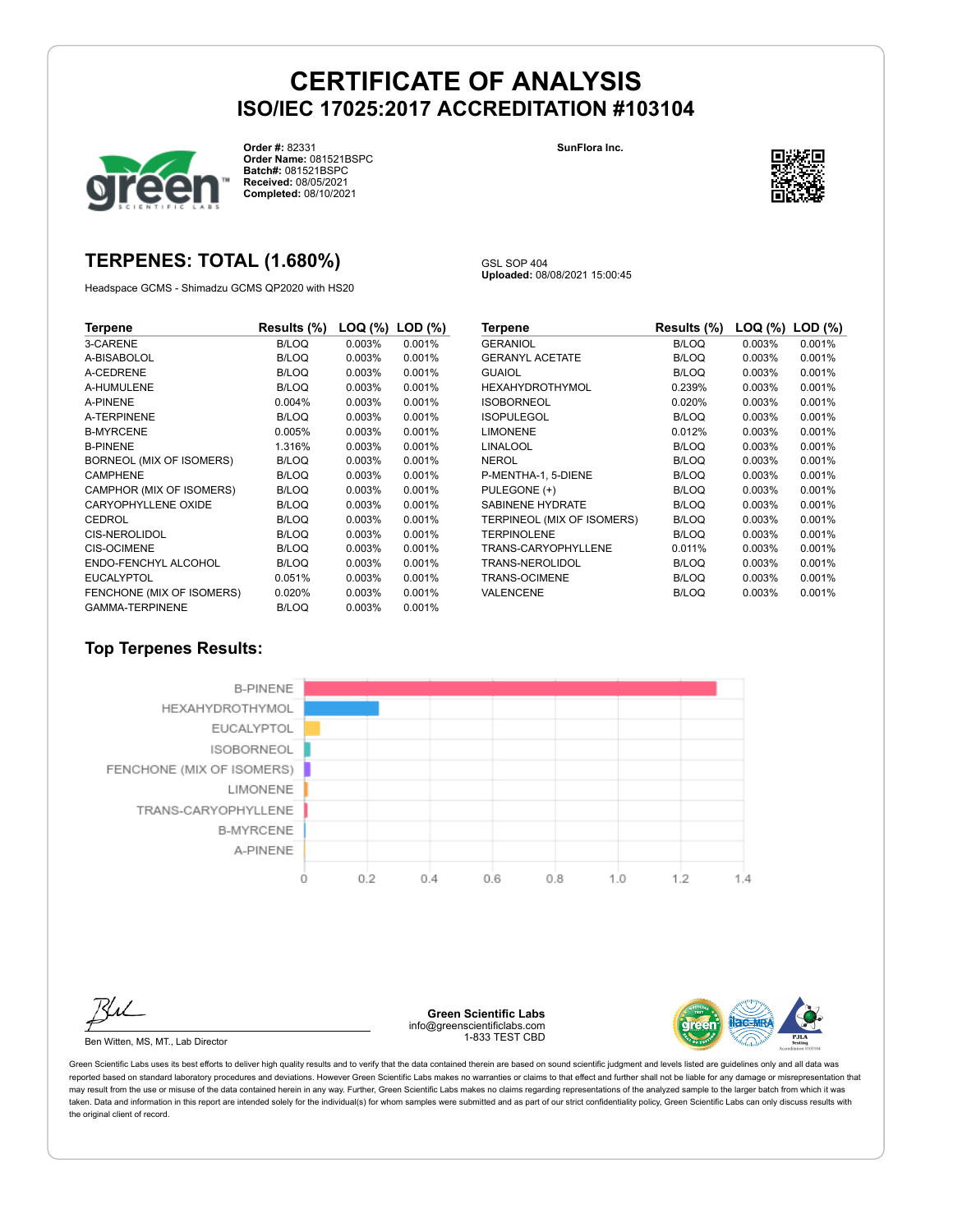# CERTIFICATE OF ANALYSIS
## ISO/IEC 17025:2017 ACCREDITATION #103104

**Order #:** 82331
**Order Name:** 081521BSPC
**Batch#:** 081521BSPC
**Received:** 08/05/2021
**Completed:** 08/10/2021

**SunFlora Inc.**

## TERPENES: TOTAL (1.680%)

Headspace GCMS - Shimadzu GCMS QP2020 with HS20

GSL SOP 404
**Uploaded:** 08/08/2021 15:00:45

| Terpene | Results (%) | LOQ (%) | LOD (%) |
|---|---|---|---|
| 3-CARENE | B/LOQ | 0.003% | 0.001% |
| A-BISABOLOL | B/LOQ | 0.003% | 0.001% |
| A-CEDRENE | B/LOQ | 0.003% | 0.001% |
| A-HUMULENE | B/LOQ | 0.003% | 0.001% |
| A-PINENE | 0.004% | 0.003% | 0.001% |
| A-TERPINENE | B/LOQ | 0.003% | 0.001% |
| B-MYRCENE | 0.005% | 0.003% | 0.001% |
| B-PINENE | 1.316% | 0.003% | 0.001% |
| BORNEOL (MIX OF ISOMERS) | B/LOQ | 0.003% | 0.001% |
| CAMPHENE | B/LOQ | 0.003% | 0.001% |
| CAMPHOR (MIX OF ISOMERS) | B/LOQ | 0.003% | 0.001% |
| CARYOPHYLLENE OXIDE | B/LOQ | 0.003% | 0.001% |
| CEDROL | B/LOQ | 0.003% | 0.001% |
| CIS-NEROLIDOL | B/LOQ | 0.003% | 0.001% |
| CIS-OCIMENE | B/LOQ | 0.003% | 0.001% |
| ENDO-FENCHYL ALCOHOL | B/LOQ | 0.003% | 0.001% |
| EUCALYPTOL | 0.051% | 0.003% | 0.001% |
| FENCHONE (MIX OF ISOMERS) | 0.020% | 0.003% | 0.001% |
| GAMMA-TERPINENE | B/LOQ | 0.003% | 0.001% |
| GERANIOL | B/LOQ | 0.003% | 0.001% |
| GERANYL ACETATE | B/LOQ | 0.003% | 0.001% |
| GUAIOL | B/LOQ | 0.003% | 0.001% |
| HEXAHYDROTHYMOL | 0.239% | 0.003% | 0.001% |
| ISOBORNEOL | 0.020% | 0.003% | 0.001% |
| ISOPULEGOL | B/LOQ | 0.003% | 0.001% |
| LIMONENE | 0.012% | 0.003% | 0.001% |
| LINALOOL | B/LOQ | 0.003% | 0.001% |
| NEROL | B/LOQ | 0.003% | 0.001% |
| P-MENTHA-1, 5-DIENE | B/LOQ | 0.003% | 0.001% |
| PULEGONE (+) | B/LOQ | 0.003% | 0.001% |
| SABINENE HYDRATE | B/LOQ | 0.003% | 0.001% |
| TERPINEOL (MIX OF ISOMERS) | B/LOQ | 0.003% | 0.001% |
| TERPINOLENE | B/LOQ | 0.003% | 0.001% |
| TRANS-CARYOPHYLLENE | 0.011% | 0.003% | 0.001% |
| TRANS-NEROLIDOL | B/LOQ | 0.003% | 0.001% |
| TRANS-OCIMENE | B/LOQ | 0.003% | 0.001% |
| VALENCENE | B/LOQ | 0.003% | 0.001% |

## Top Terpenes Results:

| Terpene | Result (%) |
|---|---|
| B-PINENE | 1.316 |
| HEXAHYDROTHYMOL | 0.239 |
| EUCALYPTOL | 0.051 |
| ISOBORNEOL | 0.020 |
| FENCHONE (MIX OF ISOMERS) | 0.020 |
| LIMONENE | 0.012 |
| TRANS-CARYOPHYLLENE | 0.011 |
| B-MYRCENE | 0.005 |
| A-PINENE | 0.004 |

Ben Witten, MS, MT., Lab Director

**Green Scientific Labs**
info@greenscientificlabs.com
1-833 TEST CBD

Green Scientific Labs uses its best efforts to deliver high quality results and to verify that the data contained therein are based on sound scientific judgment and levels listed are guidelines only and all data was reported based on standard laboratory procedures and deviations. However Green Scientific Labs makes no warranties or claims to that effect and further shall not be liable for any damage or misrepresentation that may result from the use or misuse of the data contained herein in any way. Further, Green Scientific Labs makes no claims regarding representations of the analyzed sample to the larger batch from which it was taken. Data and information in this report are intended solely for the individual(s) for whom samples were submitted and as part of our strict confidentiality policy, Green Scientific Labs can only discuss results with the original client of record.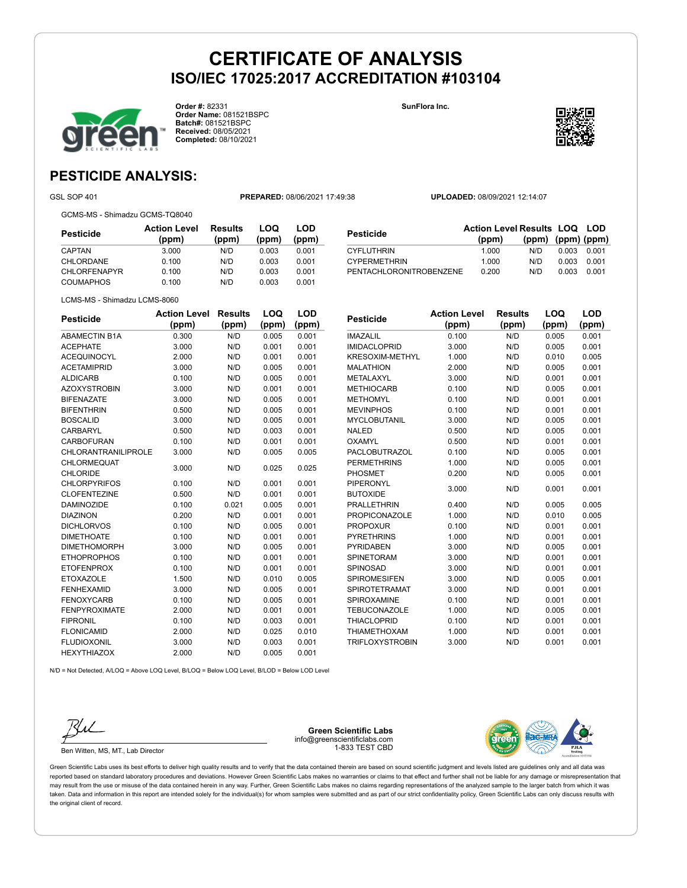# CERTIFICATE OF ANALYSIS

## ISO/IEC 17025:2017 ACCREDITATION #103104

**Order #:** 82331
**Order Name:** 081521BSPC
**Batch#:** 081521BSPC
**Received:** 08/05/2021
**Completed:** 08/10/2021

**SunFlora Inc.**

## PESTICIDE ANALYSIS:

GSL SOP 401 **PREPARED:** 08/06/2021 17:49:38 **UPLOADED:** 08/09/2021 12:14:07

GCMS-MS - Shimadzu GCMS-TQ8040

| Pesticide | Action Level (ppm) | Results (ppm) | LOQ (ppm) | LOD (ppm) |
|---|---|---|---|---|
| CAPTAN | 3.000 | N/D | 0.003 | 0.001 |
| CHLORDANE | 0.100 | N/D | 0.003 | 0.001 |
| CHLORFENAPYR | 0.100 | N/D | 0.003 | 0.001 |
| COUMAPHOS | 0.100 | N/D | 0.003 | 0.001 |
| CYFLUTHRIN | 1.000 | N/D | 0.003 | 0.001 |
| CYPERMETHRIN | 1.000 | N/D | 0.003 | 0.001 |
| PENTACHLORONITROBENZENE | 0.200 | N/D | 0.003 | 0.001 |

LCMS-MS - Shimadzu LCMS-8060

| Pesticide | Action Level (ppm) | Results (ppm) | LOQ (ppm) | LOD (ppm) |
|---|---|---|---|---|
| ABAMECTIN B1A | 0.300 | N/D | 0.005 | 0.001 |
| ACEPHATE | 3.000 | N/D | 0.001 | 0.001 |
| ACEQUINOCYL | 2.000 | N/D | 0.001 | 0.001 |
| ACETAMIPRID | 3.000 | N/D | 0.005 | 0.001 |
| ALDICARB | 0.100 | N/D | 0.005 | 0.001 |
| AZOXYSTROBIN | 3.000 | N/D | 0.001 | 0.001 |
| BIFENAZATE | 3.000 | N/D | 0.005 | 0.001 |
| BIFENTHRIN | 0.500 | N/D | 0.005 | 0.001 |
| BOSCALID | 3.000 | N/D | 0.005 | 0.001 |
| CARBARYL | 0.500 | N/D | 0.003 | 0.001 |
| CARBOFURAN | 0.100 | N/D | 0.001 | 0.001 |
| CHLORANTRANILIPROLE | 3.000 | N/D | 0.005 | 0.005 |
| CHLORMEQUAT CHLORIDE | 3.000 | N/D | 0.025 | 0.025 |
| CHLORPYRIFOS | 0.100 | N/D | 0.001 | 0.001 |
| CLOFENTEZINE | 0.500 | N/D | 0.001 | 0.001 |
| DAMINOZIDE | 0.100 | 0.021 | 0.005 | 0.001 |
| DIAZINON | 0.200 | N/D | 0.001 | 0.001 |
| DICHLORVOS | 0.100 | N/D | 0.005 | 0.001 |
| DIMETHOATE | 0.100 | N/D | 0.001 | 0.001 |
| DIMETHOMORPH | 3.000 | N/D | 0.005 | 0.001 |
| ETHOPROPHOS | 0.100 | N/D | 0.001 | 0.001 |
| ETOFENPROX | 0.100 | N/D | 0.001 | 0.001 |
| ETOXAZOLE | 1.500 | N/D | 0.010 | 0.005 |
| FENHEXAMID | 3.000 | N/D | 0.005 | 0.001 |
| FENOXYCARB | 0.100 | N/D | 0.005 | 0.001 |
| FENPYROXIMATE | 2.000 | N/D | 0.001 | 0.001 |
| FIPRONIL | 0.100 | N/D | 0.003 | 0.001 |
| FLONICAMID | 2.000 | N/D | 0.025 | 0.010 |
| FLUDIOXONIL | 3.000 | N/D | 0.003 | 0.001 |
| HEXYTHIAZOX | 2.000 | N/D | 0.005 | 0.001 |
| IMAZALIL | 0.100 | N/D | 0.005 | 0.001 |
| IMIDACLOPRID | 3.000 | N/D | 0.005 | 0.001 |
| KRESOXIM-METHYL | 1.000 | N/D | 0.010 | 0.005 |
| MALATHION | 2.000 | N/D | 0.005 | 0.001 |
| METALAXYL | 3.000 | N/D | 0.001 | 0.001 |
| METHIOCARB | 0.100 | N/D | 0.005 | 0.001 |
| METHOMYL | 0.100 | N/D | 0.001 | 0.001 |
| MEVINPHOS | 0.100 | N/D | 0.001 | 0.001 |
| MYCLOBUTANIL | 3.000 | N/D | 0.005 | 0.001 |
| NALED | 0.500 | N/D | 0.005 | 0.001 |
| OXAMYL | 0.500 | N/D | 0.001 | 0.001 |
| PACLOBUTRAZOL | 0.100 | N/D | 0.005 | 0.001 |
| PERMETHRINS | 1.000 | N/D | 0.005 | 0.001 |
| PHOSMET | 0.200 | N/D | 0.005 | 0.001 |
| PIPERONYL BUTOXIDE | 3.000 | N/D | 0.001 | 0.001 |
| PRALLETHRIN | 0.400 | N/D | 0.005 | 0.005 |
| PROPICONAZOLE | 1.000 | N/D | 0.010 | 0.005 |
| PROPOXUR | 0.100 | N/D | 0.001 | 0.001 |
| PYRETHRINS | 1.000 | N/D | 0.001 | 0.001 |
| PYRIDABEN | 3.000 | N/D | 0.005 | 0.001 |
| SPINETORAM | 3.000 | N/D | 0.001 | 0.001 |
| SPINOSAD | 3.000 | N/D | 0.001 | 0.001 |
| SPIROMESIFEN | 3.000 | N/D | 0.005 | 0.001 |
| SPIROTETRAMAT | 3.000 | N/D | 0.001 | 0.001 |
| SPIROXAMINE | 0.100 | N/D | 0.001 | 0.001 |
| TEBUCONAZOLE | 1.000 | N/D | 0.005 | 0.001 |
| THIACLOPRID | 0.100 | N/D | 0.001 | 0.001 |
| THIAMETHOXAM | 1.000 | N/D | 0.001 | 0.001 |
| TRIFLOXYSTROBIN | 3.000 | N/D | 0.001 | 0.001 |

N/D = Not Detected, A/LOQ = Above LOQ Level, B/LOQ = Below LOQ Level, B/LOD = Below LOD Level

Ben Witten, MS, MT., Lab Director

**Green Scientific Labs**
info@greenscientificlabs.com
1-833 TEST CBD

Green Scientific Labs uses its best efforts to deliver high quality results and to verify that the data contained therein are based on sound scientific judgment and levels listed are guidelines only and all data was reported based on standard laboratory procedures and deviations. However Green Scientific Labs makes no warranties or claims to that effect and further shall not be liable for any damage or misrepresentation that may result from the use or misuse of the data contained herein in any way. Further, Green Scientific Labs makes no claims regarding representations of the analyzed sample to the larger batch from which it was taken. Data and information in this report are intended solely for the individual(s) for whom samples were submitted and as part of our strict confidentiality policy, Green Scientific Labs can only discuss results with the original client of record.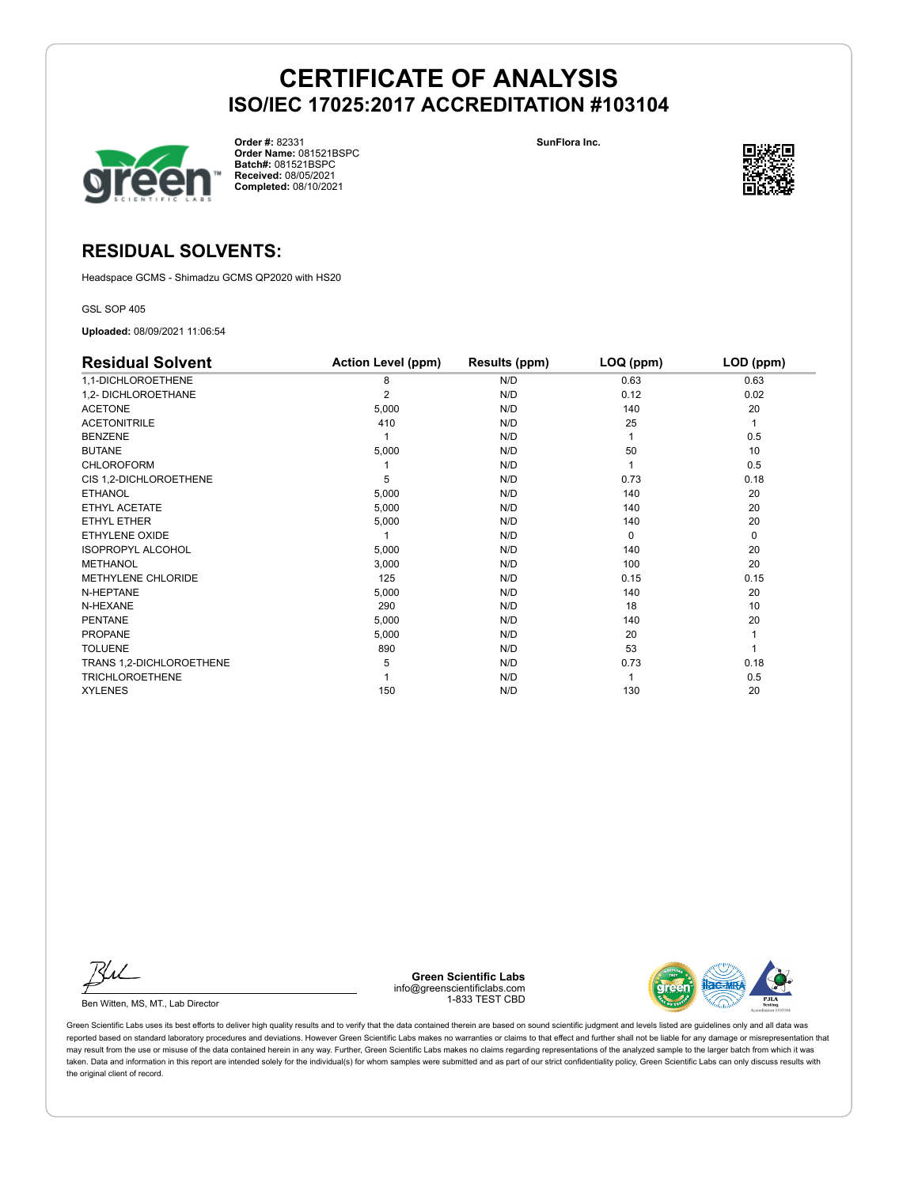# CERTIFICATE OF ANALYSIS

## ISO/IEC 17025:2017 ACCREDITATION #103104

**Order #:** 82331
**Order Name:** 081521BSPC
**Batch#:** 081521BSPC
**Received:** 08/05/2021
**Completed:** 08/10/2021

**SunFlora Inc.**

## RESIDUAL SOLVENTS:

Headspace GCMS - Shimadzu GCMS QP2020 with HS20

GSL SOP 405

**Uploaded:** 08/09/2021 11:06:54

| Residual Solvent | Action Level (ppm) | Results (ppm) | LOQ (ppm) | LOD (ppm) |
|---|---|---|---|---|
| 1,1-DICHLOROETHENE | 8 | N/D | 0.63 | 0.63 |
| 1,2- DICHLOROETHANE | 2 | N/D | 0.12 | 0.02 |
| ACETONE | 5,000 | N/D | 140 | 20 |
| ACETONITRILE | 410 | N/D | 25 | 1 |
| BENZENE | 1 | N/D | 1 | 0.5 |
| BUTANE | 5,000 | N/D | 50 | 10 |
| CHLOROFORM | 1 | N/D | 1 | 0.5 |
| CIS 1,2-DICHLOROETHENE | 5 | N/D | 0.73 | 0.18 |
| ETHANOL | 5,000 | N/D | 140 | 20 |
| ETHYL ACETATE | 5,000 | N/D | 140 | 20 |
| ETHYL ETHER | 5,000 | N/D | 140 | 20 |
| ETHYLENE OXIDE | 1 | N/D | 0 | 0 |
| ISOPROPYL ALCOHOL | 5,000 | N/D | 140 | 20 |
| METHANOL | 3,000 | N/D | 100 | 20 |
| METHYLENE CHLORIDE | 125 | N/D | 0.15 | 0.15 |
| N-HEPTANE | 5,000 | N/D | 140 | 20 |
| N-HEXANE | 290 | N/D | 18 | 10 |
| PENTANE | 5,000 | N/D | 140 | 20 |
| PROPANE | 5,000 | N/D | 20 | 1 |
| TOLUENE | 890 | N/D | 53 | 1 |
| TRANS 1,2-DICHLOROETHENE | 5 | N/D | 0.73 | 0.18 |
| TRICHLOROETHENE | 1 | N/D | 1 | 0.5 |
| XYLENES | 150 | N/D | 130 | 20 |

Ben Witten, MS, MT., Lab Director

**Green Scientific Labs**
info@greenscientificlabs.com
1-833 TEST CBD

Green Scientific Labs uses its best efforts to deliver high quality results and to verify that the data contained therein are based on sound scientific judgment and levels listed are guidelines only and all data was reported based on standard laboratory procedures and deviations. However Green Scientific Labs makes no warranties or claims to that effect and further shall not be liable for any damage or misrepresentation that may result from the use or misuse of the data contained herein in any way. Further, Green Scientific Labs makes no claims regarding representations of the analyzed sample to the larger batch from which it was taken. Data and information in this report are intended solely for the individual(s) for whom samples were submitted and as part of our strict confidentiality policy, Green Scientific Labs can only discuss results with the original client of record.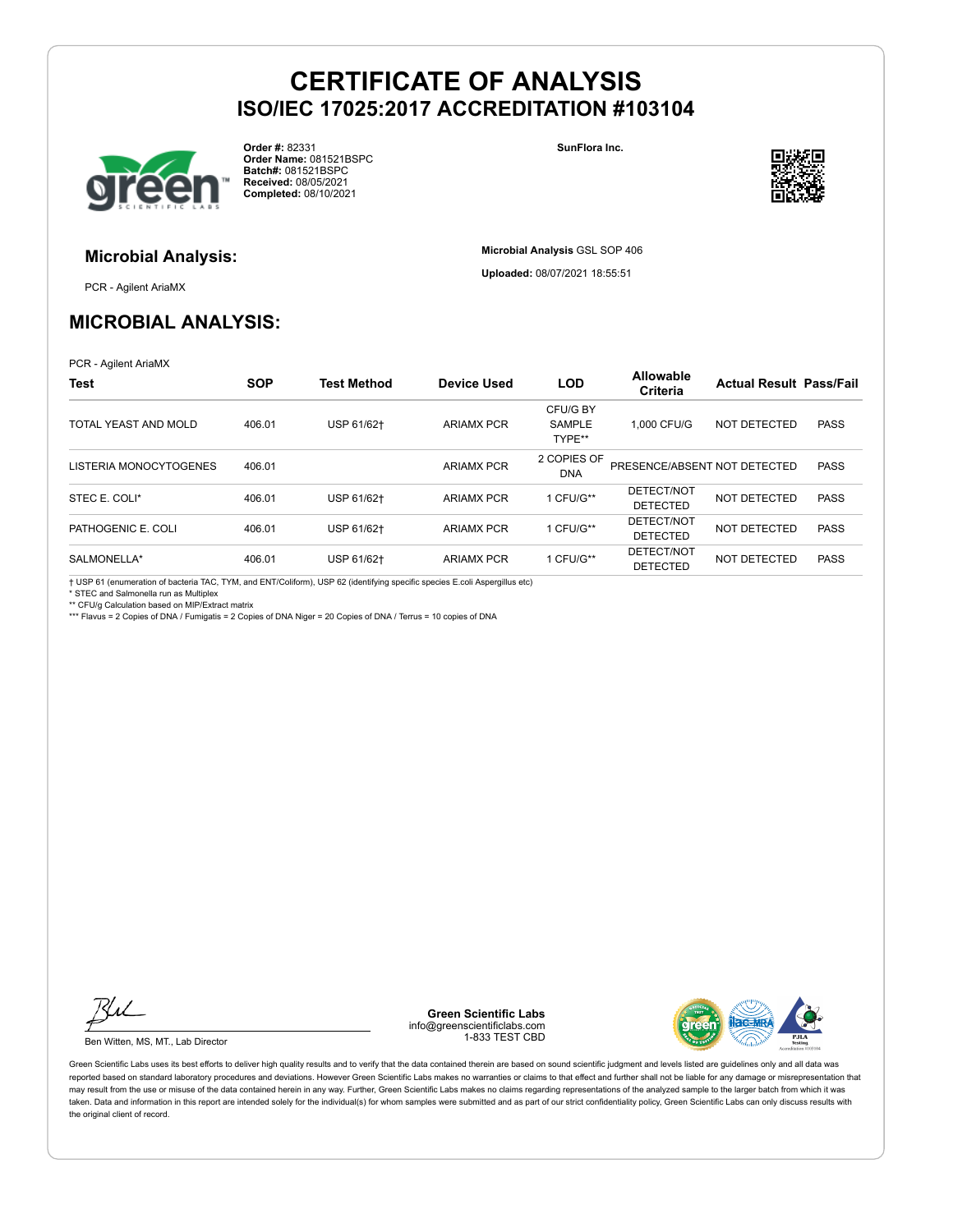# CERTIFICATE OF ANALYSIS
## ISO/IEC 17025:2017 ACCREDITATION #103104

**Order #:** 82331
**Order Name:** 081521BSPC
**Batch#:** 081521BSPC
**Received:** 08/05/2021
**Completed:** 08/10/2021

**SunFlora Inc.**

### Microbial Analysis:

PCR - Agilent AriaMX

**Microbial Analysis** GSL SOP 406

**Uploaded:** 08/07/2021 18:55:51

## MICROBIAL ANALYSIS:

PCR - Agilent AriaMX

| Test | SOP | Test Method | Device Used | LOD | Allowable Criteria | Actual Result | Pass/Fail |
|---|---|---|---|---|---|---|---|
| TOTAL YEAST AND MOLD | 406.01 | USP 61/62† | ARIAMX PCR | CFU/G BY SAMPLE TYPE** | 1,000 CFU/G | NOT DETECTED | PASS |
| LISTERIA MONOCYTOGENES | 406.01 | | ARIAMX PCR | 2 COPIES OF DNA | PRESENCE/ABSENT | NOT DETECTED | PASS |
| STEC E. COLI* | 406.01 | USP 61/62† | ARIAMX PCR | 1 CFU/G** | DETECT/NOT DETECTED | NOT DETECTED | PASS |
| PATHOGENIC E. COLI | 406.01 | USP 61/62† | ARIAMX PCR | 1 CFU/G** | DETECT/NOT DETECTED | NOT DETECTED | PASS |
| SALMONELLA* | 406.01 | USP 61/62† | ARIAMX PCR | 1 CFU/G** | DETECT/NOT DETECTED | NOT DETECTED | PASS |

† USP 61 (enumeration of bacteria TAC, TYM, and ENT/Coliform), USP 62 (identifying specific species E.coli Aspergillus etc)
* STEC and Salmonella run as Multiplex
** CFU/g Calculation based on MIP/Extract matrix
*** Flavus = 2 Copies of DNA / Fumigatis = 2 Copies of DNA Niger = 20 Copies of DNA / Terrus = 10 copies of DNA

Ben Witten, MS, MT., Lab Director

**Green Scientific Labs**
info@greenscientificlabs.com
1-833 TEST CBD

Green Scientific Labs uses its best efforts to deliver high quality results and to verify that the data contained therein are based on sound scientific judgment and levels listed are guidelines only and all data was reported based on standard laboratory procedures and deviations. However Green Scientific Labs makes no warranties or claims to that effect and further shall not be liable for any damage or misrepresentation that may result from the use or misuse of the data contained herein in any way. Further, Green Scientific Labs makes no claims regarding representations of the analyzed sample to the larger batch from which it was taken. Data and information in this report are intended solely for the individual(s) for whom samples were submitted and as part of our strict confidentiality policy, Green Scientific Labs can only discuss results with the original client of record.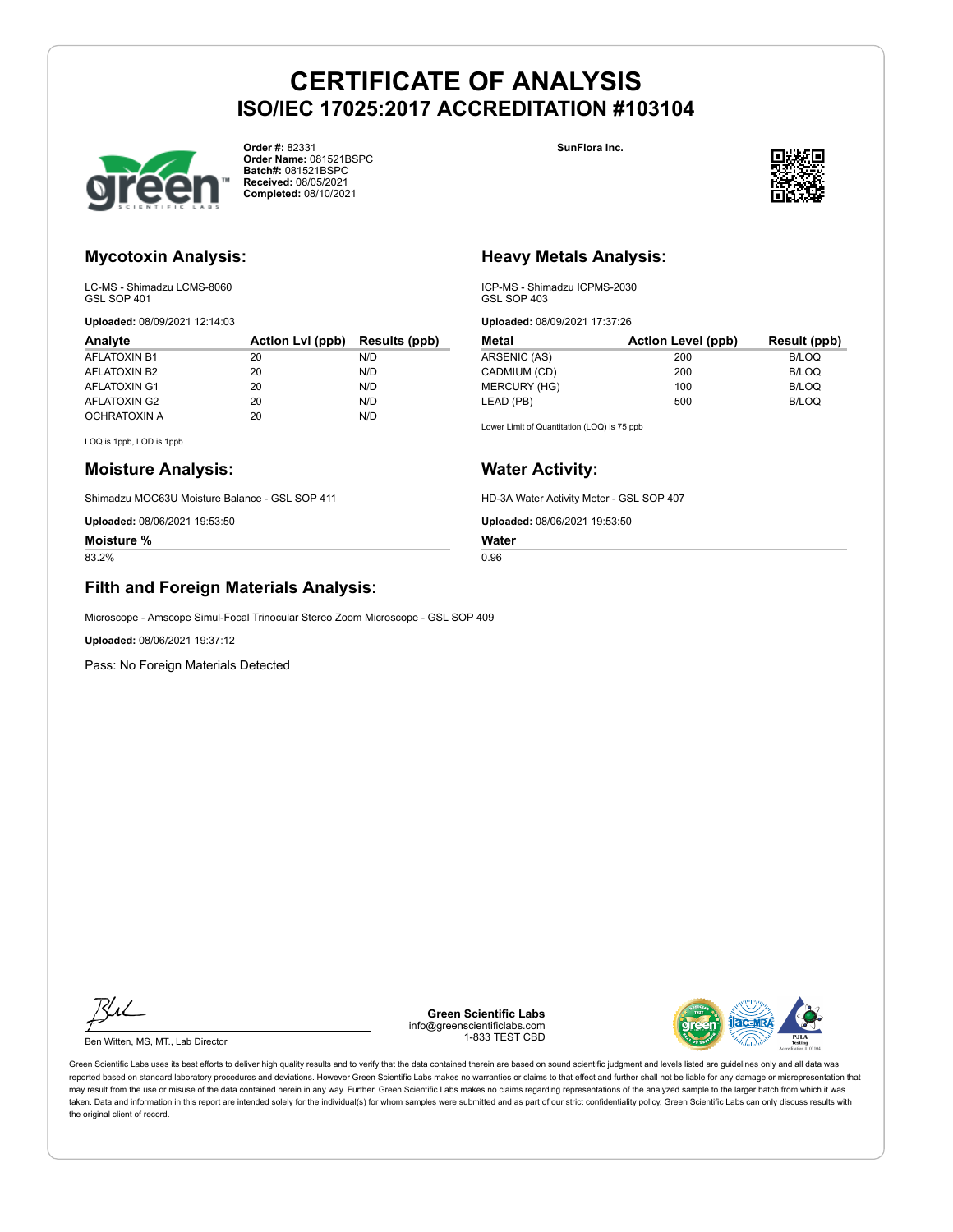# CERTIFICATE OF ANALYSIS
## ISO/IEC 17025:2017 ACCREDITATION #103104

**Order #:** 82331
**Order Name:** 081521BSPC
**Batch#:** 081521BSPC
**Received:** 08/05/2021
**Completed:** 08/10/2021

**SunFlora Inc.**

### Mycotoxin Analysis:

LC-MS - Shimadzu LCMS-8060
GSL SOP 401

**Uploaded:** 08/09/2021 12:14:03

| Analyte | Action Lvl (ppb) | Results (ppb) |
|---|---|---|
| AFLATOXIN B1 | 20 | N/D |
| AFLATOXIN B2 | 20 | N/D |
| AFLATOXIN G1 | 20 | N/D |
| AFLATOXIN G2 | 20 | N/D |
| OCHRATOXIN A | 20 | N/D |

LOQ is 1ppb, LOD is 1ppb

### Heavy Metals Analysis:

ICP-MS - Shimadzu ICPMS-2030
GSL SOP 403

**Uploaded:** 08/09/2021 17:37:26

| Metal | Action Level (ppb) | Result (ppb) |
|---|---|---|
| ARSENIC (AS) | 200 | B/LOQ |
| CADMIUM (CD) | 200 | B/LOQ |
| MERCURY (HG) | 100 | B/LOQ |
| LEAD (PB) | 500 | B/LOQ |

Lower Limit of Quantitation (LOQ) is 75 ppb

### Moisture Analysis:

Shimadzu MOC63U Moisture Balance - GSL SOP 411

**Uploaded:** 08/06/2021 19:53:50

| Moisture % |
|---|
| 83.2% |

### Water Activity:

HD-3A Water Activity Meter - GSL SOP 407

**Uploaded:** 08/06/2021 19:53:50

| Water |
|---|
| 0.96 |

### Filth and Foreign Materials Analysis:

Microscope - Amscope Simul-Focal Trinocular Stereo Zoom Microscope - GSL SOP 409

**Uploaded:** 08/06/2021 19:37:12

Pass: No Foreign Materials Detected

Ben Witten, MS, MT., Lab Director

**Green Scientific Labs**
info@greenscientificlabs.com
1-833 TEST CBD

Green Scientific Labs uses its best efforts to deliver high quality results and to verify that the data contained therein are based on sound scientific judgment and levels listed are guidelines only and all data was reported based on standard laboratory procedures and deviations. However Green Scientific Labs makes no warranties or claims to that effect and further shall not be liable for any damage or misrepresentation that may result from the use or misuse of the data contained herein in any way. Further, Green Scientific Labs makes no claims regarding representations of the analyzed sample to the larger batch from which it was taken. Data and information in this report are intended solely for the individual(s) for whom samples were submitted and as part of our strict confidentiality policy, Green Scientific Labs can only discuss results with the original client of record.